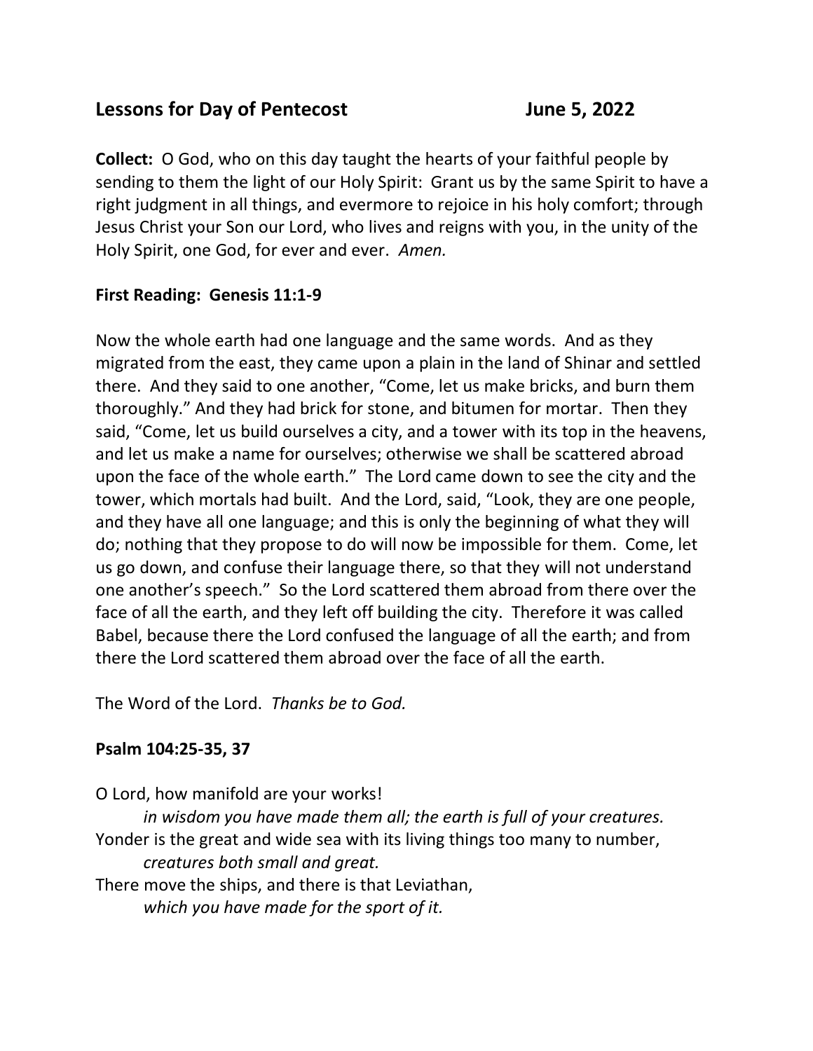## Lessons for Day of Pentecost June 5, 2022

**Collect:** O God, who on this day taught the hearts of your faithful people by sending to them the light of our Holy Spirit: Grant us by the same Spirit to have a right judgment in all things, and evermore to rejoice in his holy comfort; through Jesus Christ your Son our Lord, who lives and reigns with you, in the unity of the Holy Spirit, one God, for ever and ever. *Amen.*

**First Reading: Genesis 11:1-9**

Now the whole earth had one language and the same words. And as they migrated from the east, they came upon a plain in the land of Shinar and settled there. And they said to one another, "Come, let us make bricks, and burn them thoroughly." And they had brick for stone, and bitumen for mortar. Then they said, "Come, let us build ourselves a city, and a tower with its top in the heavens, and let us make a name for ourselves; otherwise we shall be scattered abroad upon the face of the whole earth." The Lord came down to see the city and the tower, which mortals had built. And the Lord, said, "Look, they are one people, and they have all one language; and this is only the beginning of what they will do; nothing that they propose to do will now be impossible for them. Come, let us go down, and confuse their language there, so that they will not understand one another's speech." So the Lord scattered them abroad from there over the face of all the earth, and they left off building the city. Therefore it was called Babel, because there the Lord confused the language of all the earth; and from there the Lord scattered them abroad over the face of all the earth.

The Word of the Lord. *Thanks be to God.*

**Psalm 104:25-35, 37**

O Lord, how manifold are your works!
*in wisdom you have made them all; the earth is full of your creatures.*
Yonder is the great and wide sea with its living things too many to number,
*creatures both small and great.*
There move the ships, and there is that Leviathan,
*which you have made for the sport of it.*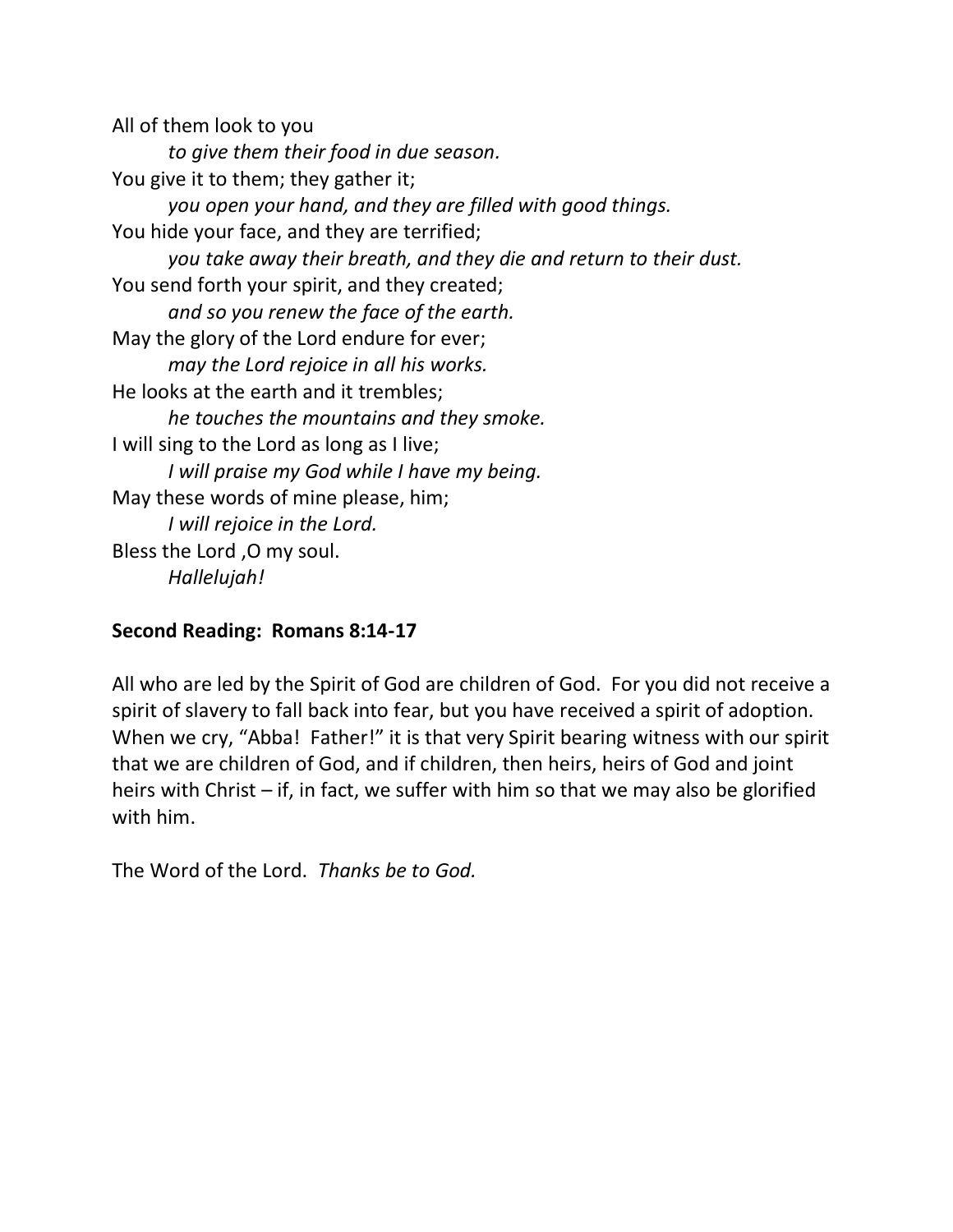All of them look to you
*to give them their food in due season.*
You give it to them; they gather it;
*you open your hand, and they are filled with good things.*
You hide your face, and they are terrified;
*you take away their breath, and they die and return to their dust.*
You send forth your spirit, and they created;
*and so you renew the face of the earth.*
May the glory of the Lord endure for ever;
*may the Lord rejoice in all his works.*
He looks at the earth and it trembles;
*he touches the mountains and they smoke.*
I will sing to the Lord as long as I live;
*I will praise my God while I have my being.*
May these words of mine please, him;
*I will rejoice in the Lord.*
Bless the Lord ,O my soul.
*Hallelujah!*

**Second Reading: Romans 8:14-17**

All who are led by the Spirit of God are children of God. For you did not receive a spirit of slavery to fall back into fear, but you have received a spirit of adoption. When we cry, "Abba! Father!" it is that very Spirit bearing witness with our spirit that we are children of God, and if children, then heirs, heirs of God and joint heirs with Christ – if, in fact, we suffer with him so that we may also be glorified with him.

The Word of the Lord. *Thanks be to God.*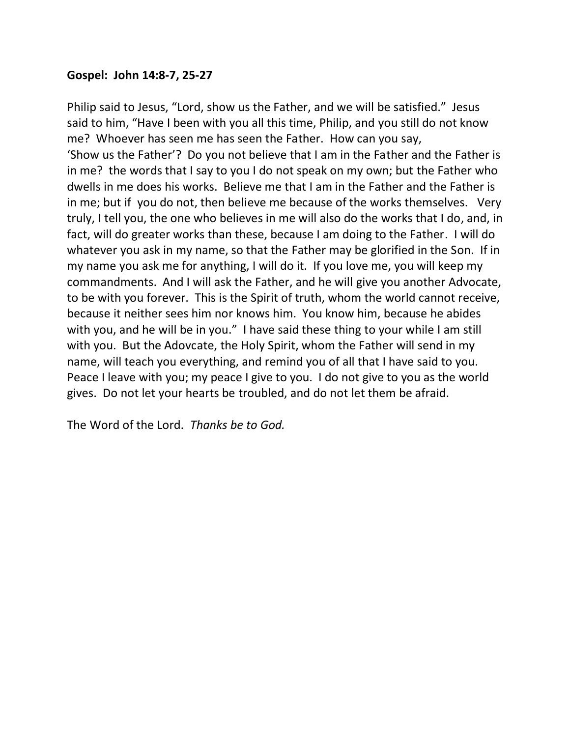**Gospel: John 14:8-7, 25-27**

Philip said to Jesus, "Lord, show us the Father, and we will be satisfied." Jesus said to him, "Have I been with you all this time, Philip, and you still do not know me? Whoever has seen me has seen the Father. How can you say, 'Show us the Father'? Do you not believe that I am in the Father and the Father is in me? the words that I say to you I do not speak on my own; but the Father who dwells in me does his works. Believe me that I am in the Father and the Father is in me; but if you do not, then believe me because of the works themselves. Very truly, I tell you, the one who believes in me will also do the works that I do, and, in fact, will do greater works than these, because I am doing to the Father. I will do whatever you ask in my name, so that the Father may be glorified in the Son. If in my name you ask me for anything, I will do it. If you love me, you will keep my commandments. And I will ask the Father, and he will give you another Advocate, to be with you forever. This is the Spirit of truth, whom the world cannot receive, because it neither sees him nor knows him. You know him, because he abides with you, and he will be in you." I have said these thing to your while I am still with you. But the Adovcate, the Holy Spirit, whom the Father will send in my name, will teach you everything, and remind you of all that I have said to you. Peace I leave with you; my peace I give to you. I do not give to you as the world gives. Do not let your hearts be troubled, and do not let them be afraid.

The Word of the Lord. *Thanks be to God.*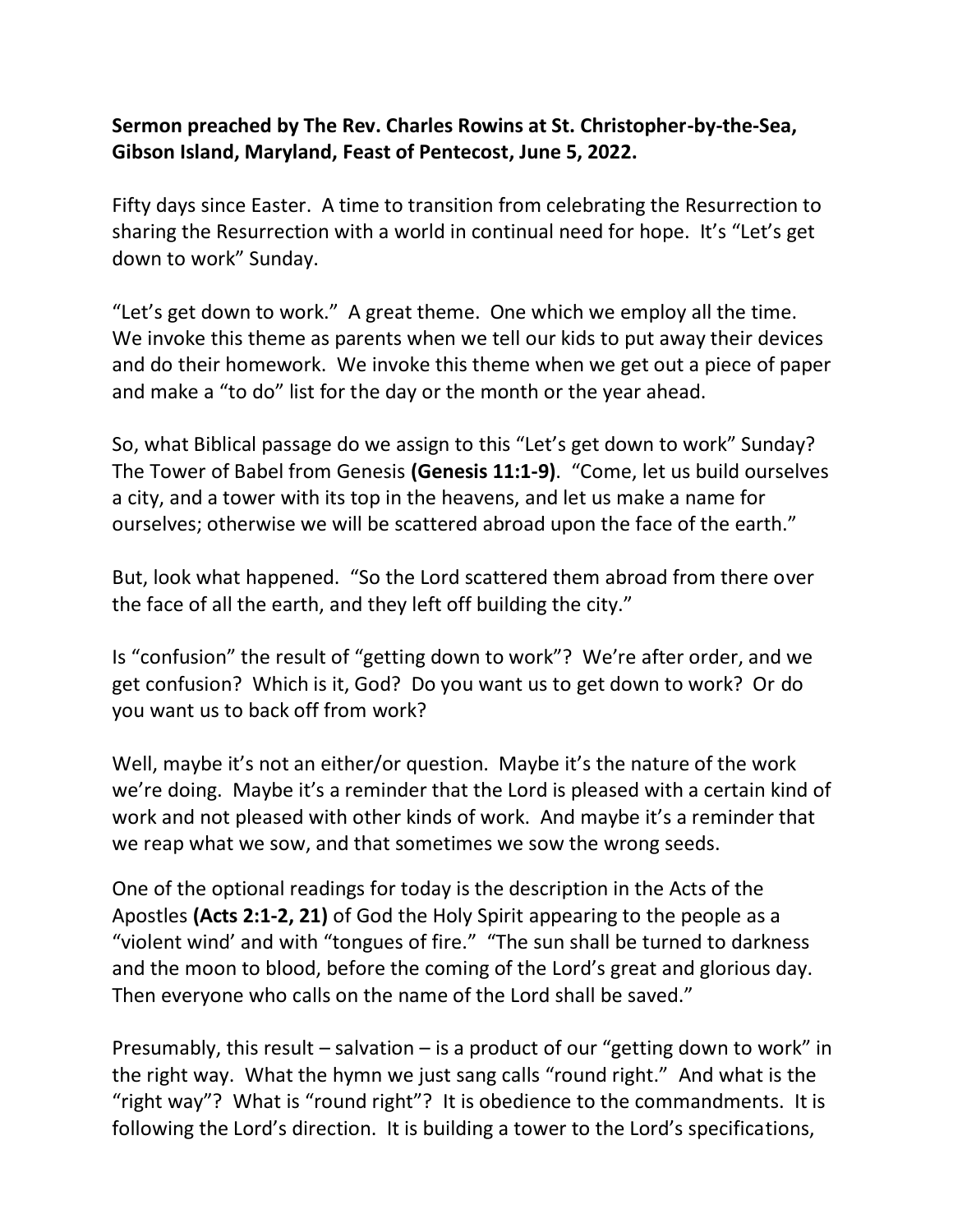**Sermon preached by The Rev. Charles Rowins at St. Christopher-by-the-Sea, Gibson Island, Maryland, Feast of Pentecost, June 5, 2022.**

Fifty days since Easter. A time to transition from celebrating the Resurrection to sharing the Resurrection with a world in continual need for hope. It's "Let's get down to work" Sunday.

"Let's get down to work." A great theme. One which we employ all the time. We invoke this theme as parents when we tell our kids to put away their devices and do their homework. We invoke this theme when we get out a piece of paper and make a "to do" list for the day or the month or the year ahead.

So, what Biblical passage do we assign to this "Let's get down to work" Sunday? The Tower of Babel from Genesis **(Genesis 11:1-9)**. "Come, let us build ourselves a city, and a tower with its top in the heavens, and let us make a name for ourselves; otherwise we will be scattered abroad upon the face of the earth."

But, look what happened. "So the Lord scattered them abroad from there over the face of all the earth, and they left off building the city."

Is "confusion" the result of "getting down to work"? We're after order, and we get confusion? Which is it, God? Do you want us to get down to work? Or do you want us to back off from work?

Well, maybe it's not an either/or question. Maybe it's the nature of the work we're doing. Maybe it's a reminder that the Lord is pleased with a certain kind of work and not pleased with other kinds of work. And maybe it's a reminder that we reap what we sow, and that sometimes we sow the wrong seeds.

One of the optional readings for today is the description in the Acts of the Apostles **(Acts 2:1-2, 21)** of God the Holy Spirit appearing to the people as a "violent wind' and with "tongues of fire." "The sun shall be turned to darkness and the moon to blood, before the coming of the Lord's great and glorious day. Then everyone who calls on the name of the Lord shall be saved."

Presumably, this result – salvation – is a product of our "getting down to work" in the right way. What the hymn we just sang calls "round right." And what is the "right way"? What is "round right"? It is obedience to the commandments. It is following the Lord's direction. It is building a tower to the Lord's specifications,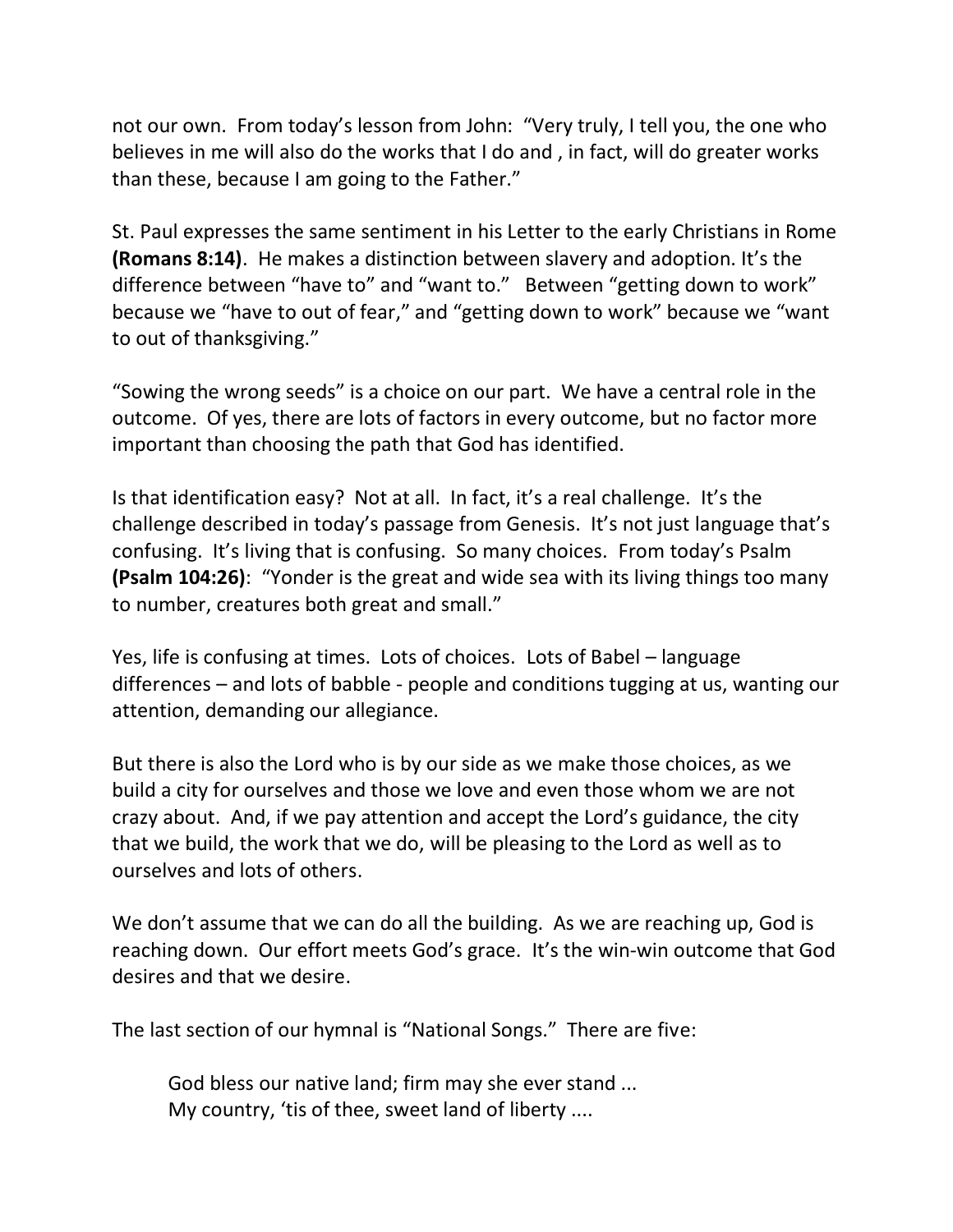not our own. From today's lesson from John: "Very truly, I tell you, the one who believes in me will also do the works that I do and , in fact, will do greater works than these, because I am going to the Father."

St. Paul expresses the same sentiment in his Letter to the early Christians in Rome **(Romans 8:14)**. He makes a distinction between slavery and adoption. It's the difference between "have to" and "want to." Between "getting down to work" because we "have to out of fear," and "getting down to work" because we "want to out of thanksgiving."

"Sowing the wrong seeds" is a choice on our part. We have a central role in the outcome. Of yes, there are lots of factors in every outcome, but no factor more important than choosing the path that God has identified.

Is that identification easy? Not at all. In fact, it's a real challenge. It's the challenge described in today's passage from Genesis. It's not just language that's confusing. It's living that is confusing. So many choices. From today's Psalm **(Psalm 104:26)**: "Yonder is the great and wide sea with its living things too many to number, creatures both great and small."

Yes, life is confusing at times. Lots of choices. Lots of Babel – language differences – and lots of babble - people and conditions tugging at us, wanting our attention, demanding our allegiance.

But there is also the Lord who is by our side as we make those choices, as we build a city for ourselves and those we love and even those whom we are not crazy about. And, if we pay attention and accept the Lord's guidance, the city that we build, the work that we do, will be pleasing to the Lord as well as to ourselves and lots of others.

We don't assume that we can do all the building. As we are reaching up, God is reaching down. Our effort meets God's grace. It's the win-win outcome that God desires and that we desire.

The last section of our hymnal is "National Songs." There are five:

> God bless our native land; firm may she ever stand ...
> My country, 'tis of thee, sweet land of liberty ....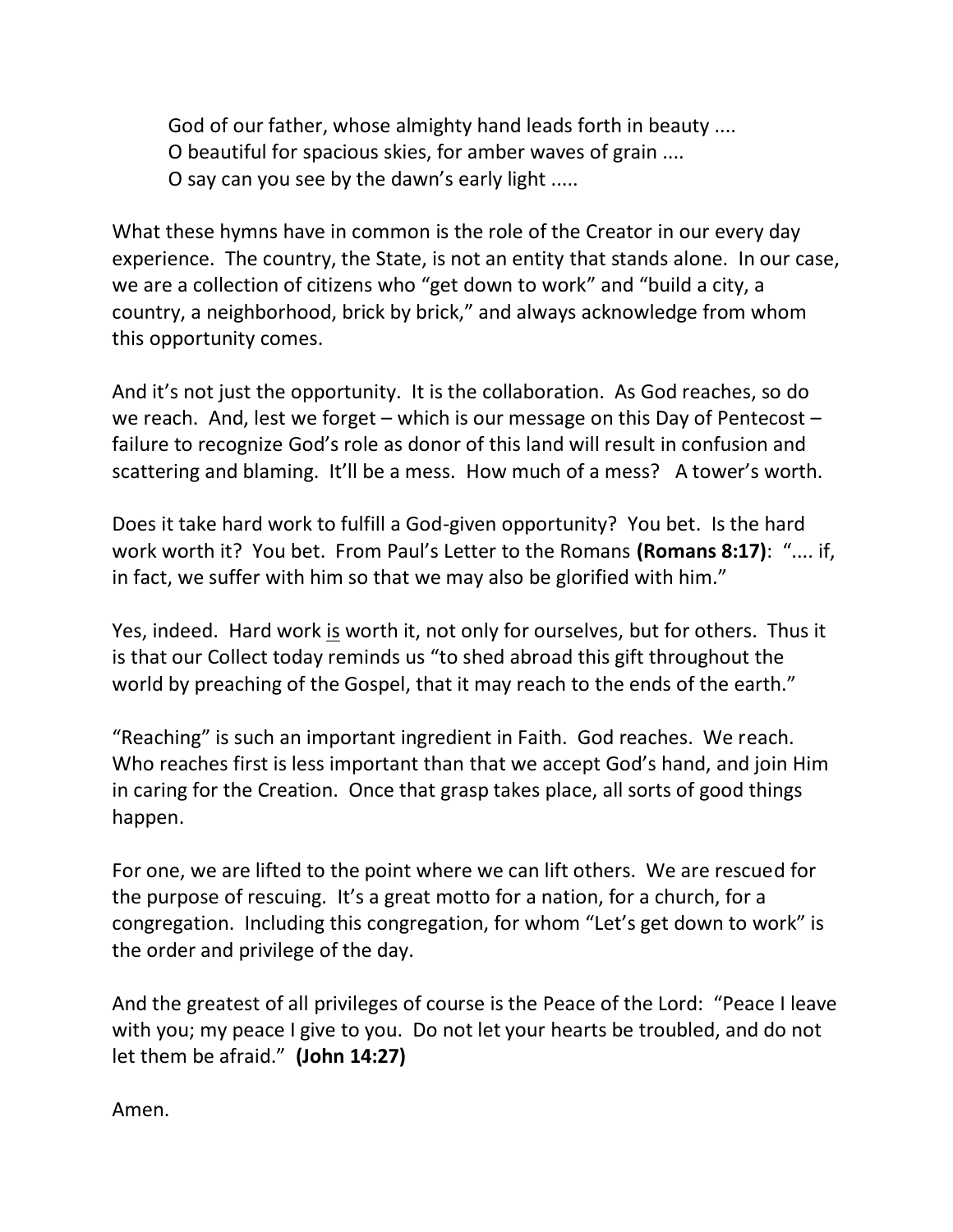God of our father, whose almighty hand leads forth in beauty ....  
O beautiful for spacious skies, for amber waves of grain ....  
O say can you see by the dawn's early light .....

What these hymns have in common is the role of the Creator in our every day experience. The country, the State, is not an entity that stands alone. In our case, we are a collection of citizens who "get down to work" and "build a city, a country, a neighborhood, brick by brick," and always acknowledge from whom this opportunity comes.

And it's not just the opportunity. It is the collaboration. As God reaches, so do we reach. And, lest we forget – which is our message on this Day of Pentecost – failure to recognize God's role as donor of this land will result in confusion and scattering and blaming. It'll be a mess. How much of a mess? A tower's worth.

Does it take hard work to fulfill a God-given opportunity? You bet. Is the hard work worth it? You bet. From Paul's Letter to the Romans **(Romans 8:17)**: ".... if, in fact, we suffer with him so that we may also be glorified with him."

Yes, indeed. Hard work <u>is</u> worth it, not only for ourselves, but for others. Thus it is that our Collect today reminds us "to shed abroad this gift throughout the world by preaching of the Gospel, that it may reach to the ends of the earth."

"Reaching" is such an important ingredient in Faith. God reaches. We reach. Who reaches first is less important than that we accept God's hand, and join Him in caring for the Creation. Once that grasp takes place, all sorts of good things happen.

For one, we are lifted to the point where we can lift others. We are rescued for the purpose of rescuing. It's a great motto for a nation, for a church, for a congregation. Including this congregation, for whom "Let's get down to work" is the order and privilege of the day.

And the greatest of all privileges of course is the Peace of the Lord: "Peace I leave with you; my peace I give to you. Do not let your hearts be troubled, and do not let them be afraid." **(John 14:27)**

Amen.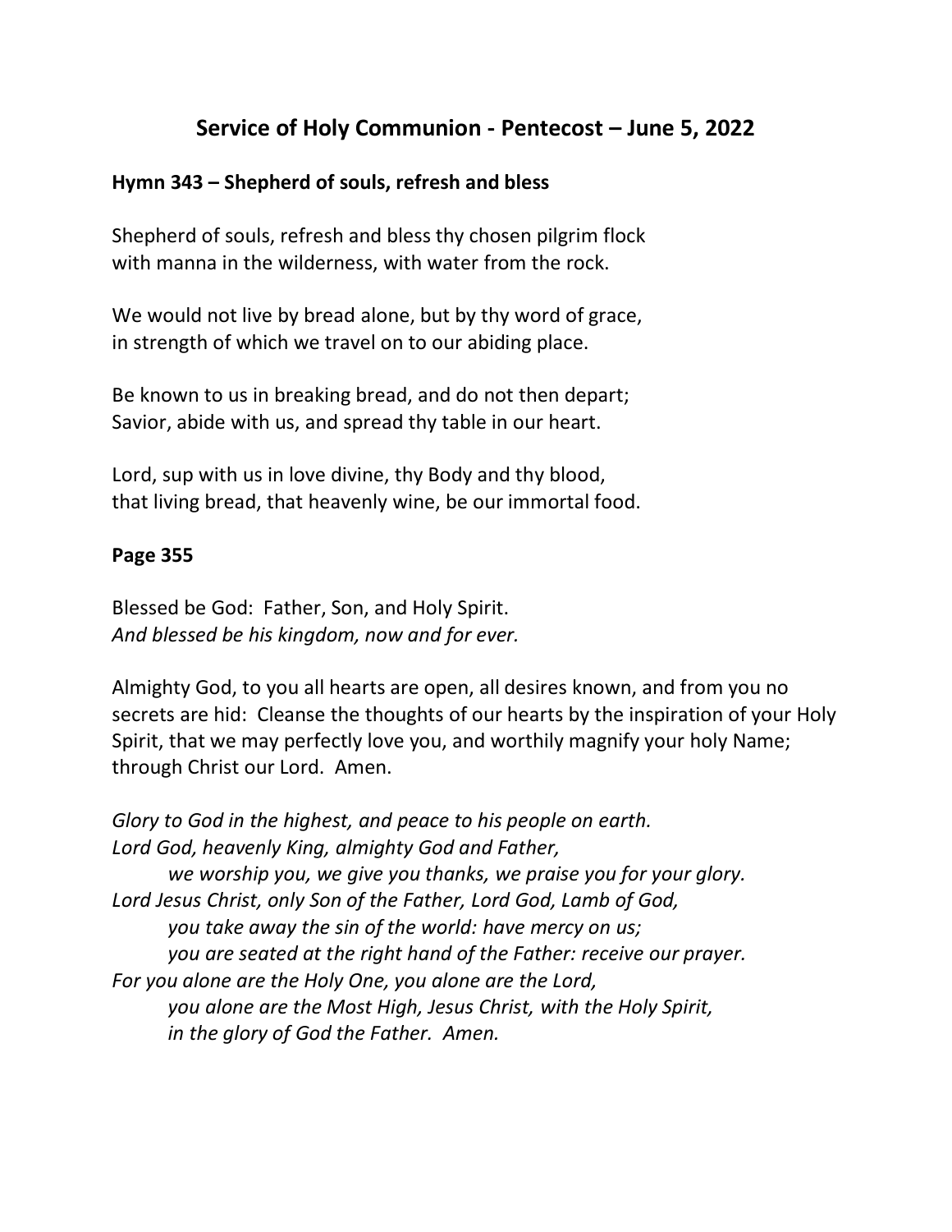# Service of Holy Communion - Pentecost – June 5, 2022

**Hymn 343 – Shepherd of souls, refresh and bless**

Shepherd of souls, refresh and bless thy chosen pilgrim flock
with manna in the wilderness, with water from the rock.

We would not live by bread alone, but by thy word of grace,
in strength of which we travel on to our abiding place.

Be known to us in breaking bread, and do not then depart;
Savior, abide with us, and spread thy table in our heart.

Lord, sup with us in love divine, thy Body and thy blood,
that living bread, that heavenly wine, be our immortal food.

**Page 355**

Blessed be God: Father, Son, and Holy Spirit.
*And blessed be his kingdom, now and for ever.*

Almighty God, to you all hearts are open, all desires known, and from you no secrets are hid: Cleanse the thoughts of our hearts by the inspiration of your Holy Spirit, that we may perfectly love you, and worthily magnify your holy Name; through Christ our Lord. Amen.

*Glory to God in the highest, and peace to his people on earth.*
*Lord God, heavenly King, almighty God and Father,*
*we worship you, we give you thanks, we praise you for your glory.*
*Lord Jesus Christ, only Son of the Father, Lord God, Lamb of God,*
*you take away the sin of the world: have mercy on us;*
*you are seated at the right hand of the Father: receive our prayer.*
*For you alone are the Holy One, you alone are the Lord,*
*you alone are the Most High, Jesus Christ, with the Holy Spirit,*
*in the glory of God the Father. Amen.*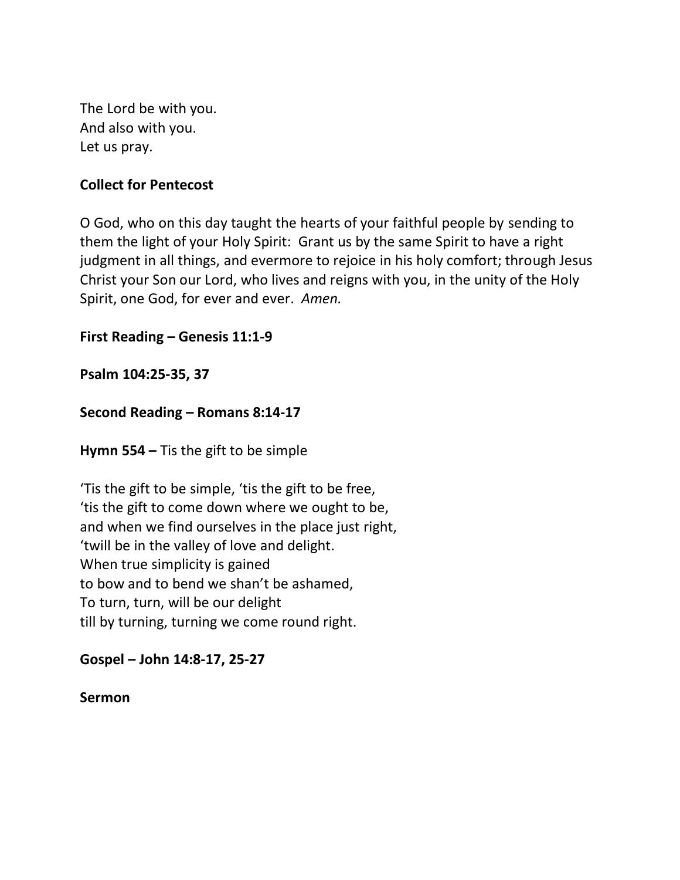The Lord be with you.
And also with you.
Let us pray.

**Collect for Pentecost**

O God, who on this day taught the hearts of your faithful people by sending to them the light of your Holy Spirit: Grant us by the same Spirit to have a right judgment in all things, and evermore to rejoice in his holy comfort; through Jesus Christ your Son our Lord, who lives and reigns with you, in the unity of the Holy Spirit, one God, for ever and ever. *Amen.*

**First Reading – Genesis 11:1-9**

**Psalm 104:25-35, 37**

**Second Reading – Romans 8:14-17**

**Hymn 554 –** Tis the gift to be simple

'Tis the gift to be simple, 'tis the gift to be free,
'tis the gift to come down where we ought to be,
and when we find ourselves in the place just right,
'twill be in the valley of love and delight.
When true simplicity is gained
to bow and to bend we shan't be ashamed,
To turn, turn, will be our delight
till by turning, turning we come round right.

**Gospel – John 14:8-17, 25-27**

**Sermon**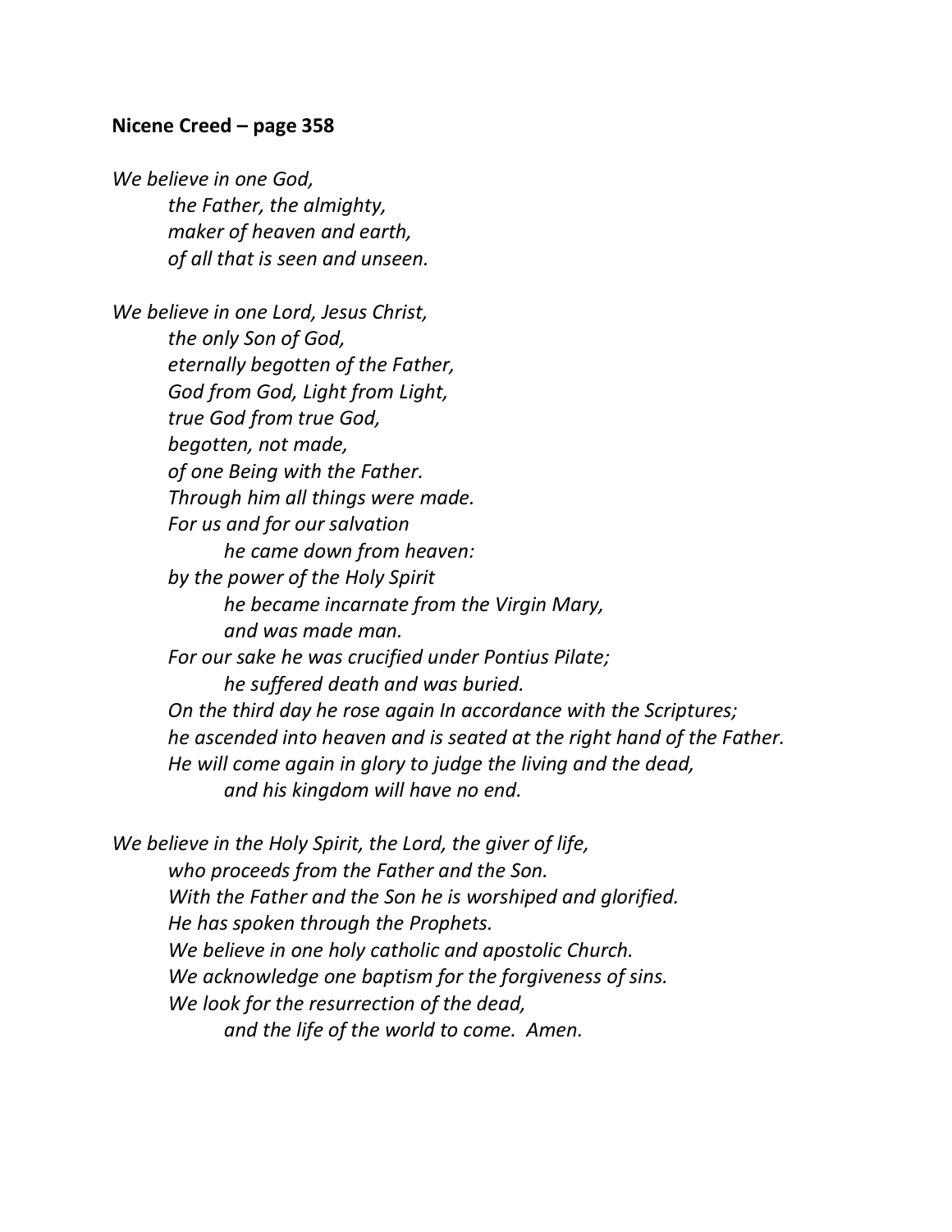**Nicene Creed – page 358**

*We believe in one God,*
*the Father, the almighty,*
*maker of heaven and earth,*
*of all that is seen and unseen.*

*We believe in one Lord, Jesus Christ,*
*the only Son of God,*
*eternally begotten of the Father,*
*God from God, Light from Light,*
*true God from true God,*
*begotten, not made,*
*of one Being with the Father.*
*Through him all things were made.*
*For us and for our salvation*
*he came down from heaven:*
*by the power of the Holy Spirit*
*he became incarnate from the Virgin Mary,*
*and was made man.*
*For our sake he was crucified under Pontius Pilate;*
*he suffered death and was buried.*
*On the third day he rose again In accordance with the Scriptures;*
*he ascended into heaven and is seated at the right hand of the Father.*
*He will come again in glory to judge the living and the dead,*
*and his kingdom will have no end.*

*We believe in the Holy Spirit, the Lord, the giver of life,*
*who proceeds from the Father and the Son.*
*With the Father and the Son he is worshiped and glorified.*
*He has spoken through the Prophets.*
*We believe in one holy catholic and apostolic Church.*
*We acknowledge one baptism for the forgiveness of sins.*
*We look for the resurrection of the dead,*
*and the life of the world to come. Amen.*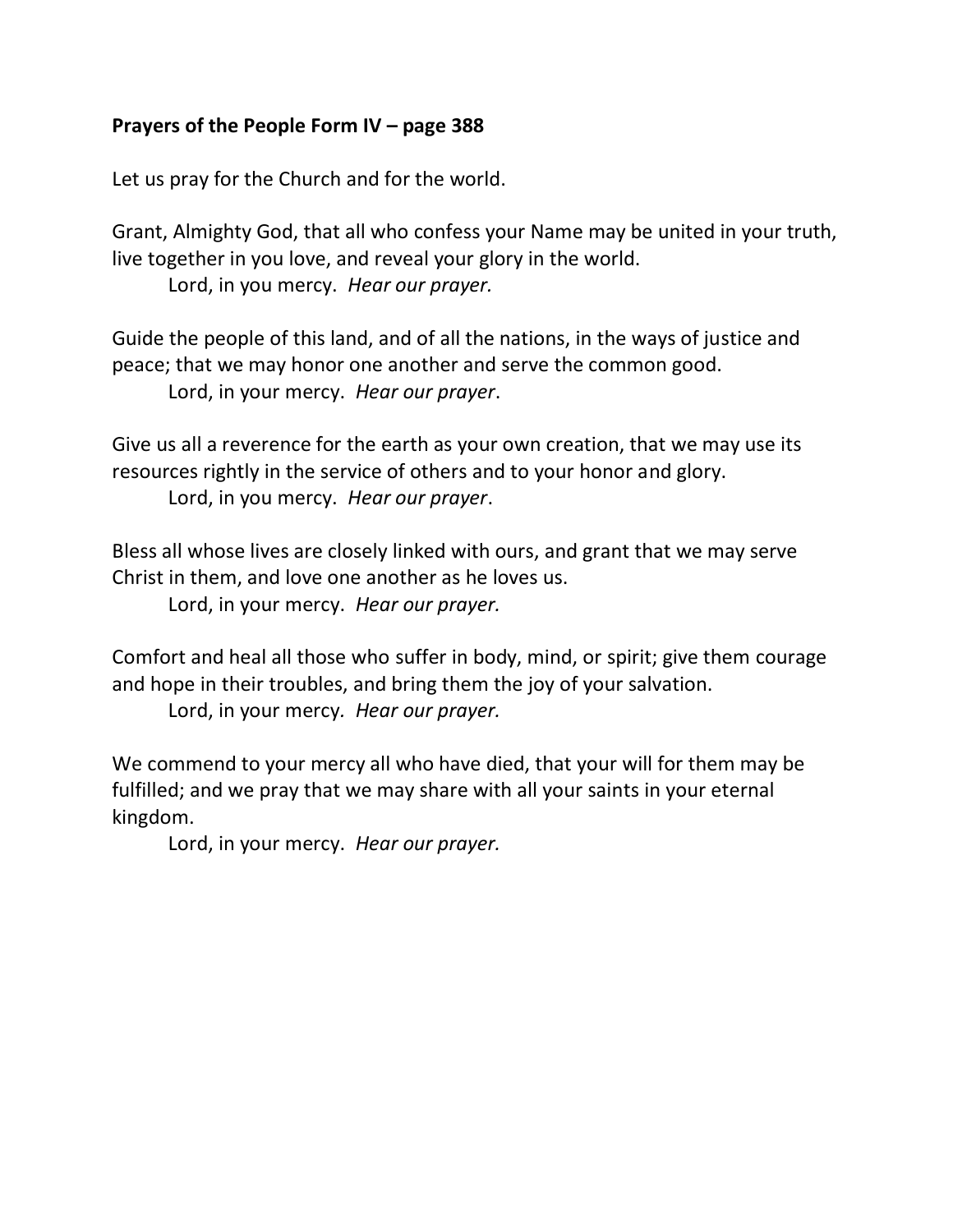**Prayers of the People Form IV – page 388**

Let us pray for the Church and for the world.

Grant, Almighty God, that all who confess your Name may be united in your truth, live together in you love, and reveal your glory in the world.

Lord, in you mercy. *Hear our prayer.*

Guide the people of this land, and of all the nations, in the ways of justice and peace; that we may honor one another and serve the common good.

Lord, in your mercy. *Hear our prayer*.

Give us all a reverence for the earth as your own creation, that we may use its resources rightly in the service of others and to your honor and glory.

Lord, in you mercy. *Hear our prayer*.

Bless all whose lives are closely linked with ours, and grant that we may serve Christ in them, and love one another as he loves us.

Lord, in your mercy. *Hear our prayer.*

Comfort and heal all those who suffer in body, mind, or spirit; give them courage and hope in their troubles, and bring them the joy of your salvation.

Lord, in your mercy*. Hear our prayer.*

We commend to your mercy all who have died, that your will for them may be fulfilled; and we pray that we may share with all your saints in your eternal kingdom.

Lord, in your mercy. *Hear our prayer.*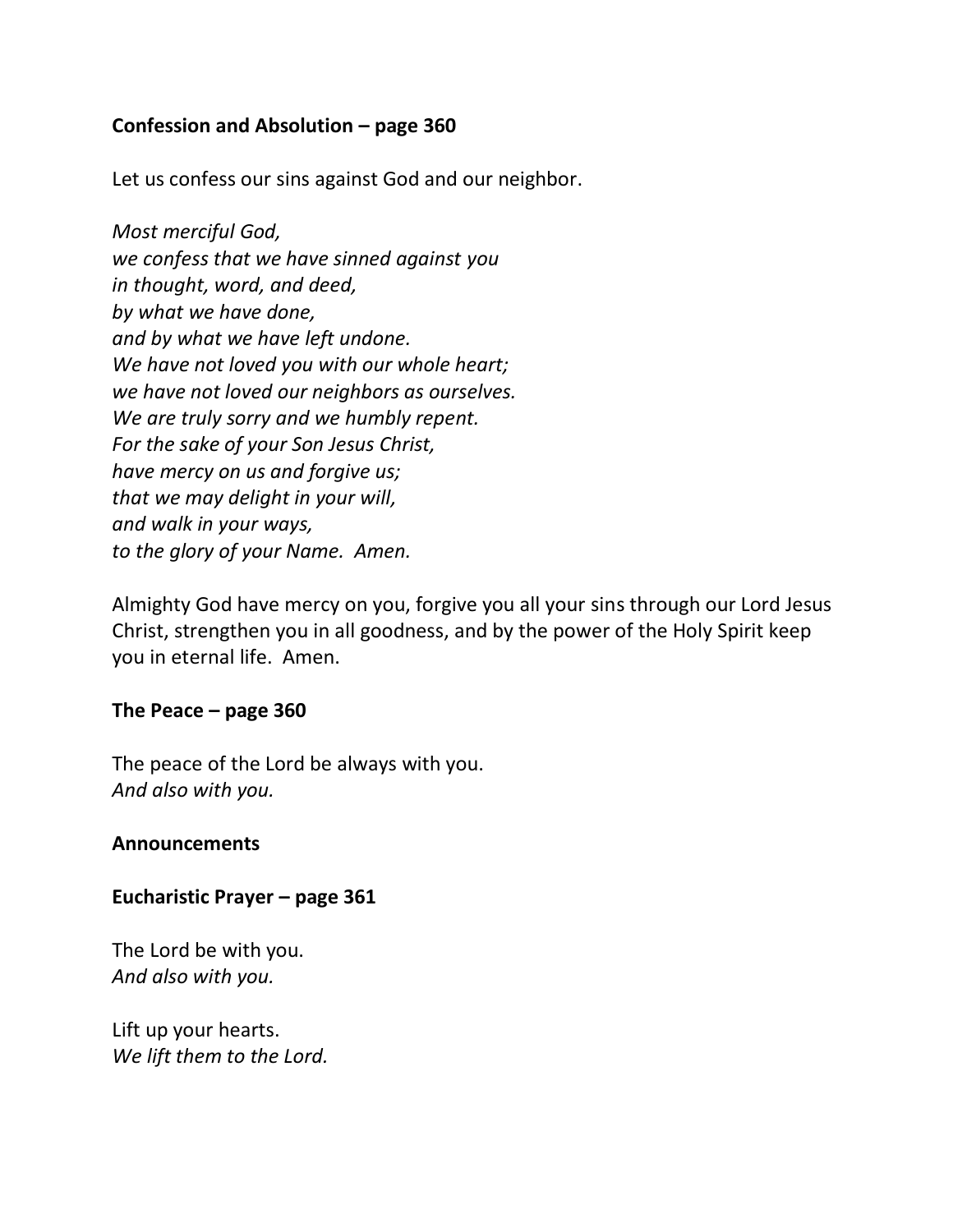**Confession and Absolution – page 360**

Let us confess our sins against God and our neighbor.

*Most merciful God,*
*we confess that we have sinned against you*
*in thought, word, and deed,*
*by what we have done,*
*and by what we have left undone.*
*We have not loved you with our whole heart;*
*we have not loved our neighbors as ourselves.*
*We are truly sorry and we humbly repent.*
*For the sake of your Son Jesus Christ,*
*have mercy on us and forgive us;*
*that we may delight in your will,*
*and walk in your ways,*
*to the glory of your Name. Amen.*

Almighty God have mercy on you, forgive you all your sins through our Lord Jesus Christ, strengthen you in all goodness, and by the power of the Holy Spirit keep you in eternal life. Amen.

**The Peace – page 360**

The peace of the Lord be always with you.
*And also with you.*

**Announcements**

**Eucharistic Prayer – page 361**

The Lord be with you.
*And also with you.*

Lift up your hearts.
*We lift them to the Lord.*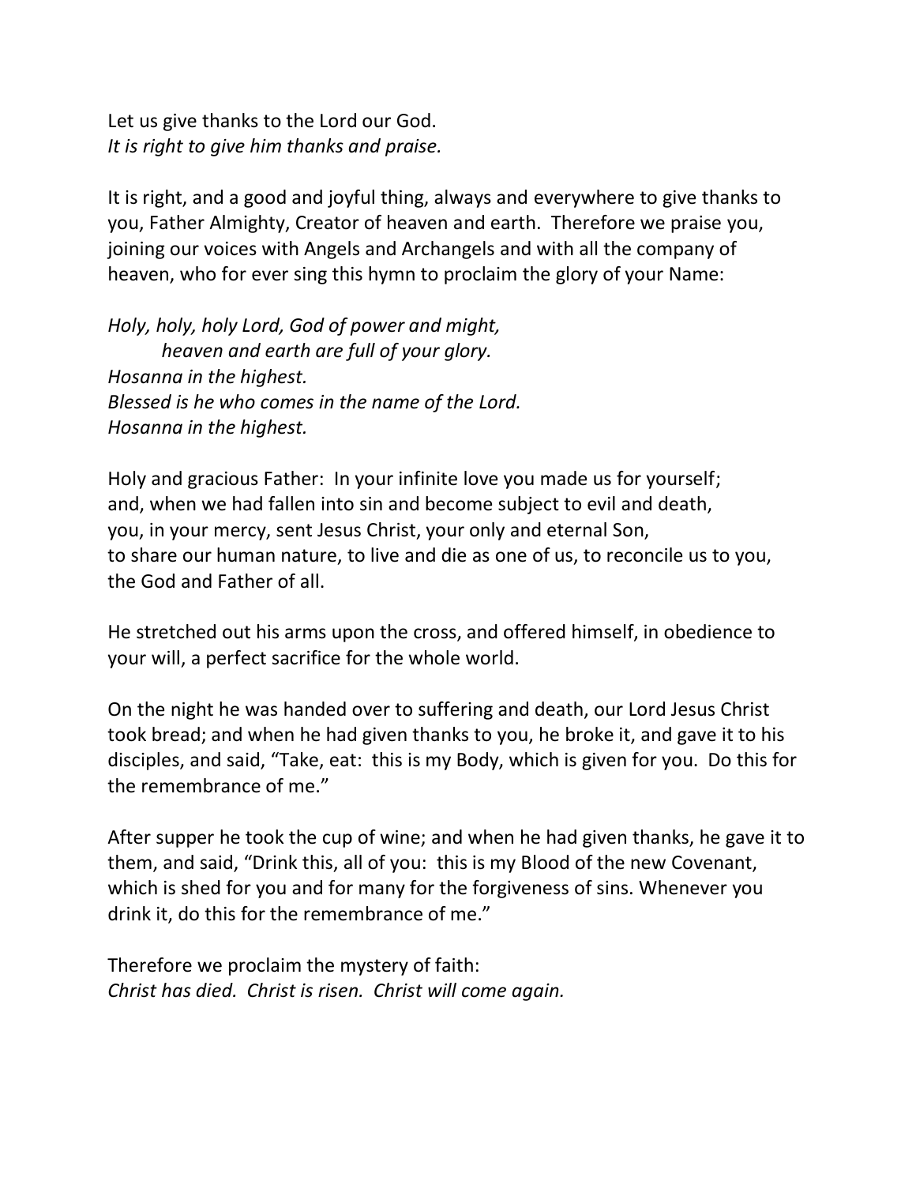Let us give thanks to the Lord our God.
*It is right to give him thanks and praise.*

It is right, and a good and joyful thing, always and everywhere to give thanks to you, Father Almighty, Creator of heaven and earth. Therefore we praise you, joining our voices with Angels and Archangels and with all the company of heaven, who for ever sing this hymn to proclaim the glory of your Name:

*Holy, holy, holy Lord, God of power and might,*
*heaven and earth are full of your glory.*
*Hosanna in the highest.*
*Blessed is he who comes in the name of the Lord.*
*Hosanna in the highest.*

Holy and gracious Father: In your infinite love you made us for yourself;
and, when we had fallen into sin and become subject to evil and death,
you, in your mercy, sent Jesus Christ, your only and eternal Son,
to share our human nature, to live and die as one of us, to reconcile us to you,
the God and Father of all.

He stretched out his arms upon the cross, and offered himself, in obedience to your will, a perfect sacrifice for the whole world.

On the night he was handed over to suffering and death, our Lord Jesus Christ took bread; and when he had given thanks to you, he broke it, and gave it to his disciples, and said, "Take, eat: this is my Body, which is given for you. Do this for the remembrance of me."

After supper he took the cup of wine; and when he had given thanks, he gave it to them, and said, "Drink this, all of you: this is my Blood of the new Covenant, which is shed for you and for many for the forgiveness of sins. Whenever you drink it, do this for the remembrance of me."

Therefore we proclaim the mystery of faith:
*Christ has died. Christ is risen. Christ will come again.*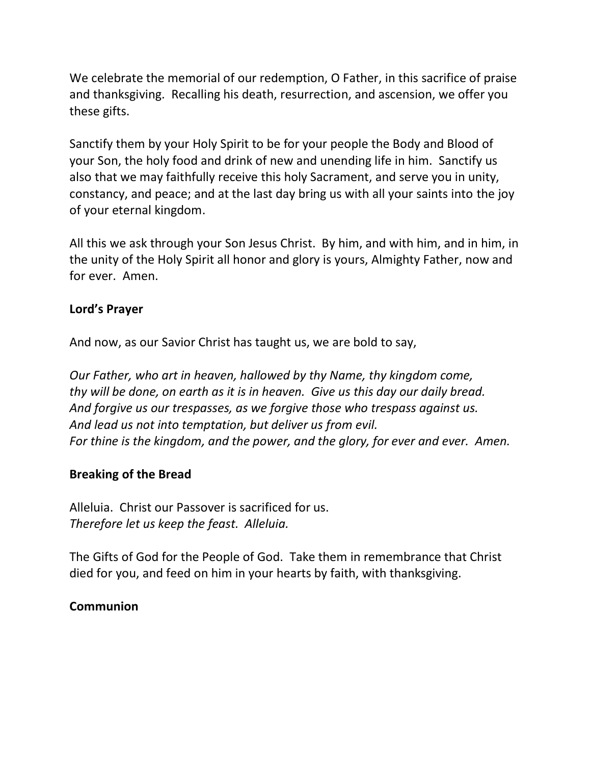We celebrate the memorial of our redemption, O Father, in this sacrifice of praise and thanksgiving. Recalling his death, resurrection, and ascension, we offer you these gifts.

Sanctify them by your Holy Spirit to be for your people the Body and Blood of your Son, the holy food and drink of new and unending life in him. Sanctify us also that we may faithfully receive this holy Sacrament, and serve you in unity, constancy, and peace; and at the last day bring us with all your saints into the joy of your eternal kingdom.

All this we ask through your Son Jesus Christ. By him, and with him, and in him, in the unity of the Holy Spirit all honor and glory is yours, Almighty Father, now and for ever. Amen.

**Lord's Prayer**

And now, as our Savior Christ has taught us, we are bold to say,

*Our Father, who art in heaven, hallowed by thy Name, thy kingdom come,*
*thy will be done, on earth as it is in heaven. Give us this day our daily bread.*
*And forgive us our trespasses, as we forgive those who trespass against us.*
*And lead us not into temptation, but deliver us from evil.*
*For thine is the kingdom, and the power, and the glory, for ever and ever. Amen.*

**Breaking of the Bread**

Alleluia. Christ our Passover is sacrificed for us.
*Therefore let us keep the feast. Alleluia.*

The Gifts of God for the People of God. Take them in remembrance that Christ died for you, and feed on him in your hearts by faith, with thanksgiving.

**Communion**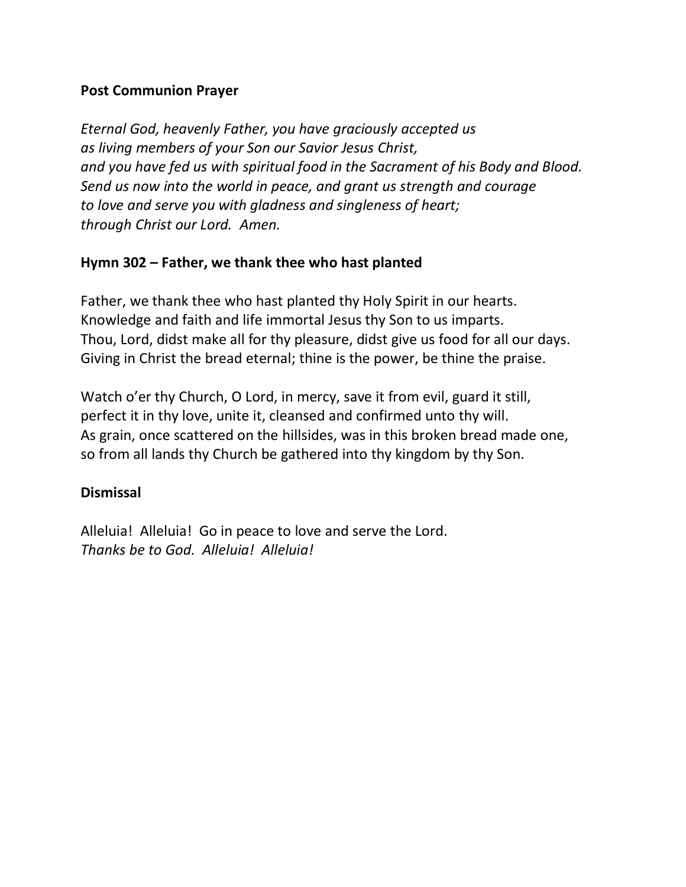**Post Communion Prayer**

*Eternal God, heavenly Father, you have graciously accepted us*
*as living members of your Son our Savior Jesus Christ,*
*and you have fed us with spiritual food in the Sacrament of his Body and Blood.*
*Send us now into the world in peace, and grant us strength and courage*
*to love and serve you with gladness and singleness of heart;*
*through Christ our Lord. Amen.*

**Hymn 302 – Father, we thank thee who hast planted**

Father, we thank thee who hast planted thy Holy Spirit in our hearts.
Knowledge and faith and life immortal Jesus thy Son to us imparts.
Thou, Lord, didst make all for thy pleasure, didst give us food for all our days.
Giving in Christ the bread eternal; thine is the power, be thine the praise.

Watch o'er thy Church, O Lord, in mercy, save it from evil, guard it still,
perfect it in thy love, unite it, cleansed and confirmed unto thy will.
As grain, once scattered on the hillsides, was in this broken bread made one,
so from all lands thy Church be gathered into thy kingdom by thy Son.

**Dismissal**

Alleluia! Alleluia! Go in peace to love and serve the Lord.
*Thanks be to God. Alleluia! Alleluia!*